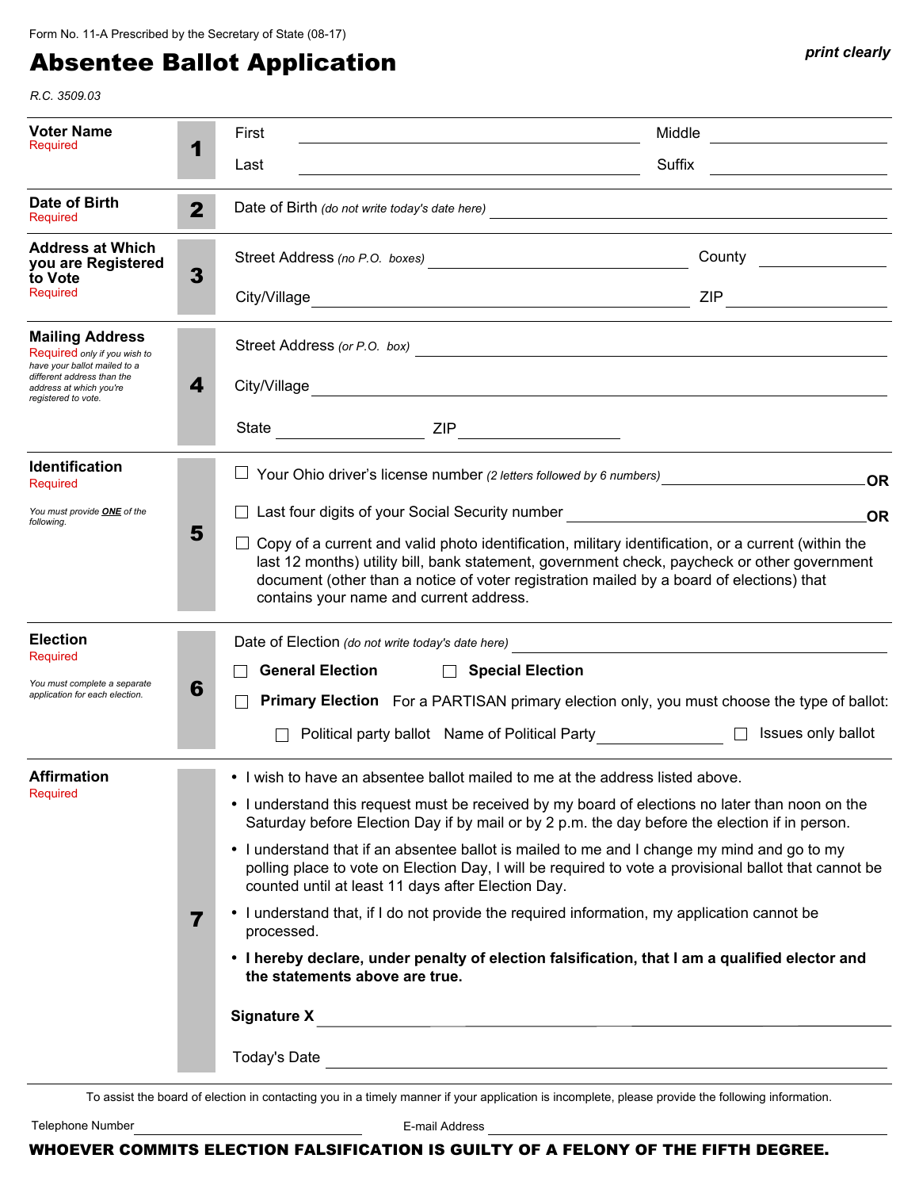Form No. 11-A Prescribed by the Secretary of State (08-17)

# Absentee Ballot Application

*print clearly*

*R.C. 3509.03*

## 1 Voter Name
Required

First ______________________ Middle ______________________

Last ______________________ Suffix ______________________

## 2 Date of Birth
Required

Date of Birth *(do not write today's date here)* ______________________

## 3 Address at Which you are Registered to Vote
Required

Street Address *(no P.O. boxes)* ______________________ County ______________________

City/Village ______________________ ZIP ______________________

## 4 Mailing Address
Required *only if you wish to have your ballot mailed to a different address than the address at which you're registered to vote.*

Street Address *(or P.O. box)* ______________________

City/Village ______________________

State ______________________ ZIP ______________________

## 5 Identification
Required

*You must provide **ONE** of the following.*

- ☐ Your Ohio driver's license number *(2 letters followed by 6 numbers)* ______________________ **OR**
- ☐ Last four digits of your Social Security number ______________________ **OR**
- ☐ Copy of a current and valid photo identification, military identification, or a current (within the last 12 months) utility bill, bank statement, government check, paycheck or other government document (other than a notice of voter registration mailed by a board of elections) that contains your name and current address.

## 6 Election
Required

*You must complete a separate application for each election.*

Date of Election *(do not write today's date here)* ______________________

☐ **General Election** ☐ **Special Election**

☐ **Primary Election** For a PARTISAN primary election only, you must choose the type of ballot:

☐ Political party ballot Name of Political Party ______________________ ☐ Issues only ballot

## 7 Affirmation
Required

- I wish to have an absentee ballot mailed to me at the address listed above.
- I understand this request must be received by my board of elections no later than noon on the Saturday before Election Day if by mail or by 2 p.m. the day before the election if in person.
- I understand that if an absentee ballot is mailed to me and I change my mind and go to my polling place to vote on Election Day, I will be required to vote a provisional ballot that cannot be counted until at least 11 days after Election Day.
- I understand that, if I do not provide the required information, my application cannot be processed.
- **I hereby declare, under penalty of election falsification, that I am a qualified elector and the statements above are true.**

**Signature X** ______________________

Today's Date ______________________

To assist the board of election in contacting you in a timely manner if your application is incomplete, please provide the following information.

Telephone Number ______________________ E-mail Address ______________________

**WHOEVER COMMITS ELECTION FALSIFICATION IS GUILTY OF A FELONY OF THE FIFTH DEGREE.**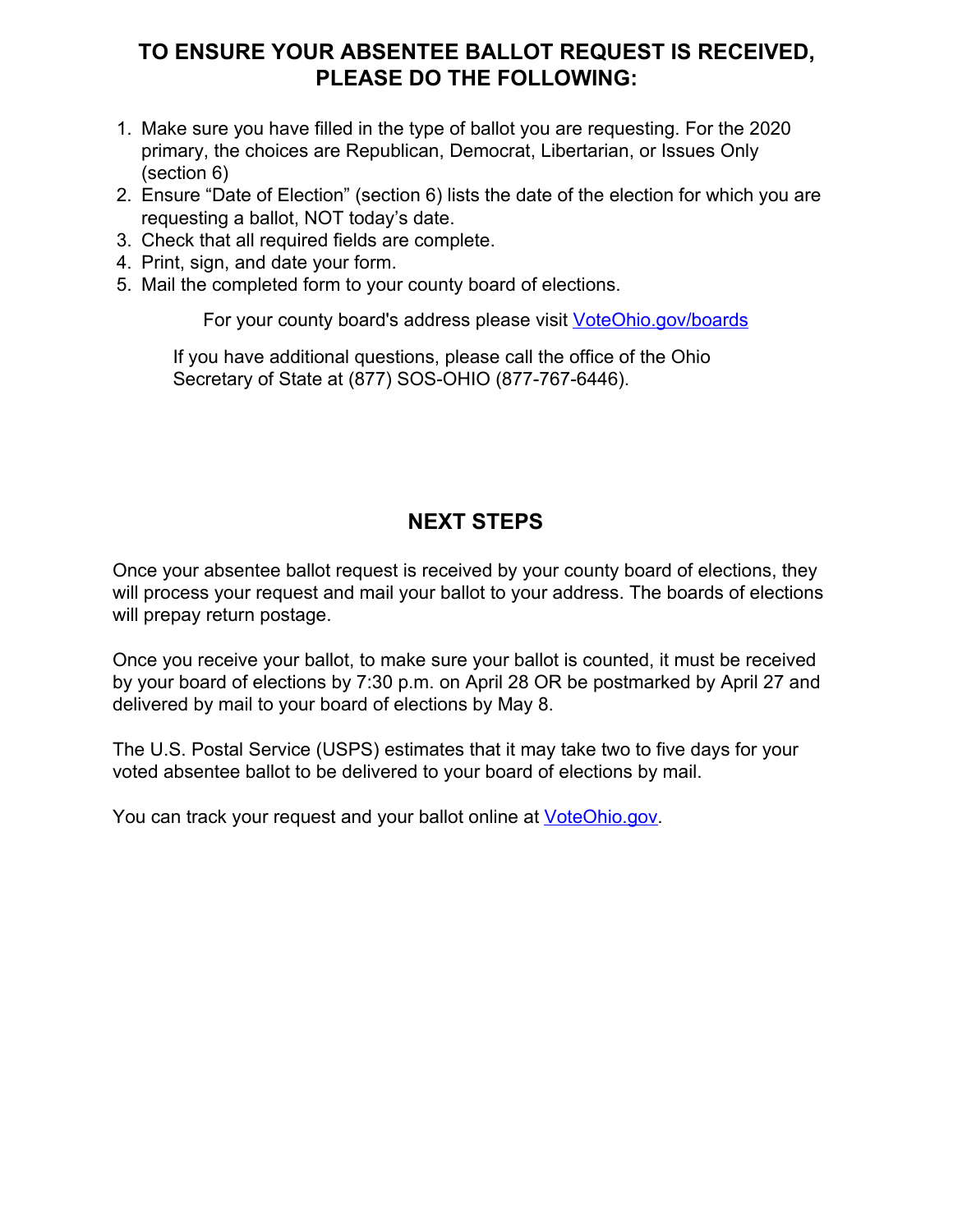## TO ENSURE YOUR ABSENTEE BALLOT REQUEST IS RECEIVED, PLEASE DO THE FOLLOWING:

1. Make sure you have filled in the type of ballot you are requesting. For the 2020 primary, the choices are Republican, Democrat, Libertarian, or Issues Only (section 6)
2. Ensure "Date of Election" (section 6) lists the date of the election for which you are requesting a ballot, NOT today's date.
3. Check that all required fields are complete.
4. Print, sign, and date your form.
5. Mail the completed form to your county board of elections.

For your county board's address please visit [VoteOhio.gov/boards](VoteOhio.gov/boards)

If you have additional questions, please call the office of the Ohio Secretary of State at (877) SOS-OHIO (877-767-6446).

## NEXT STEPS

Once your absentee ballot request is received by your county board of elections, they will process your request and mail your ballot to your address. The boards of elections will prepay return postage.

Once you receive your ballot, to make sure your ballot is counted, it must be received by your board of elections by 7:30 p.m. on April 28 OR be postmarked by April 27 and delivered by mail to your board of elections by May 8.

The U.S. Postal Service (USPS) estimates that it may take two to five days for your voted absentee ballot to be delivered to your board of elections by mail.

You can track your request and your ballot online at [VoteOhio.gov](VoteOhio.gov).